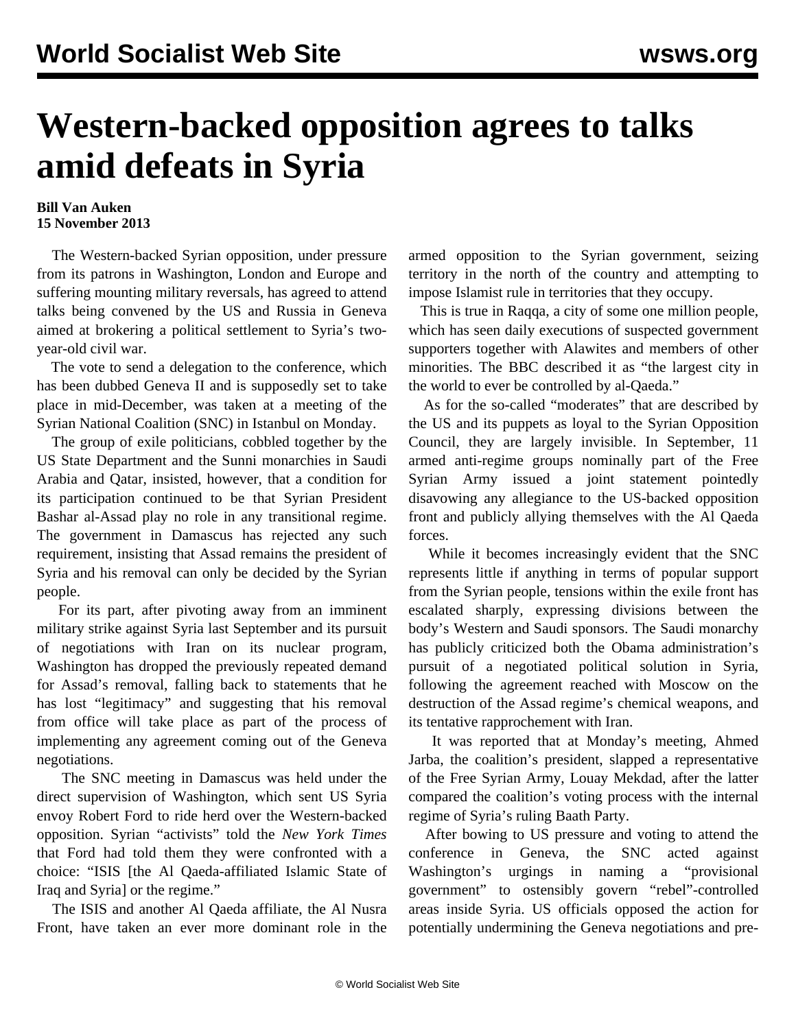# Western-backed opposition agrees to talks amid defeats in Syria

**Bill Van Auken**
**15 November 2013**

The Western-backed Syrian opposition, under pressure from its patrons in Washington, London and Europe and suffering mounting military reversals, has agreed to attend talks being convened by the US and Russia in Geneva aimed at brokering a political settlement to Syria's two-year-old civil war.

The vote to send a delegation to the conference, which has been dubbed Geneva II and is supposedly set to take place in mid-December, was taken at a meeting of the Syrian National Coalition (SNC) in Istanbul on Monday.

The group of exile politicians, cobbled together by the US State Department and the Sunni monarchies in Saudi Arabia and Qatar, insisted, however, that a condition for its participation continued to be that Syrian President Bashar al-Assad play no role in any transitional regime. The government in Damascus has rejected any such requirement, insisting that Assad remains the president of Syria and his removal can only be decided by the Syrian people.

For its part, after pivoting away from an imminent military strike against Syria last September and its pursuit of negotiations with Iran on its nuclear program, Washington has dropped the previously repeated demand for Assad's removal, falling back to statements that he has lost "legitimacy" and suggesting that his removal from office will take place as part of the process of implementing any agreement coming out of the Geneva negotiations.

The SNC meeting in Damascus was held under the direct supervision of Washington, which sent US Syria envoy Robert Ford to ride herd over the Western-backed opposition. Syrian "activists" told the *New York Times* that Ford had told them they were confronted with a choice: "ISIS [the Al Qaeda-affiliated Islamic State of Iraq and Syria] or the regime."

The ISIS and another Al Qaeda affiliate, the Al Nusra Front, have taken an ever more dominant role in the armed opposition to the Syrian government, seizing territory in the north of the country and attempting to impose Islamist rule in territories that they occupy.

This is true in Raqqa, a city of some one million people, which has seen daily executions of suspected government supporters together with Alawites and members of other minorities. The BBC described it as "the largest city in the world to ever be controlled by al-Qaeda."

As for the so-called "moderates" that are described by the US and its puppets as loyal to the Syrian Opposition Council, they are largely invisible. In September, 11 armed anti-regime groups nominally part of the Free Syrian Army issued a joint statement pointedly disavowing any allegiance to the US-backed opposition front and publicly allying themselves with the Al Qaeda forces.

While it becomes increasingly evident that the SNC represents little if anything in terms of popular support from the Syrian people, tensions within the exile front has escalated sharply, expressing divisions between the body's Western and Saudi sponsors. The Saudi monarchy has publicly criticized both the Obama administration's pursuit of a negotiated political solution in Syria, following the agreement reached with Moscow on the destruction of the Assad regime's chemical weapons, and its tentative rapprochement with Iran.

It was reported that at Monday's meeting, Ahmed Jarba, the coalition's president, slapped a representative of the Free Syrian Army, Louay Mekdad, after the latter compared the coalition's voting process with the internal regime of Syria's ruling Baath Party.

After bowing to US pressure and voting to attend the conference in Geneva, the SNC acted against Washington's urgings in naming a "provisional government" to ostensibly govern "rebel"-controlled areas inside Syria. US officials opposed the action for potentially undermining the Geneva negotiations and pre-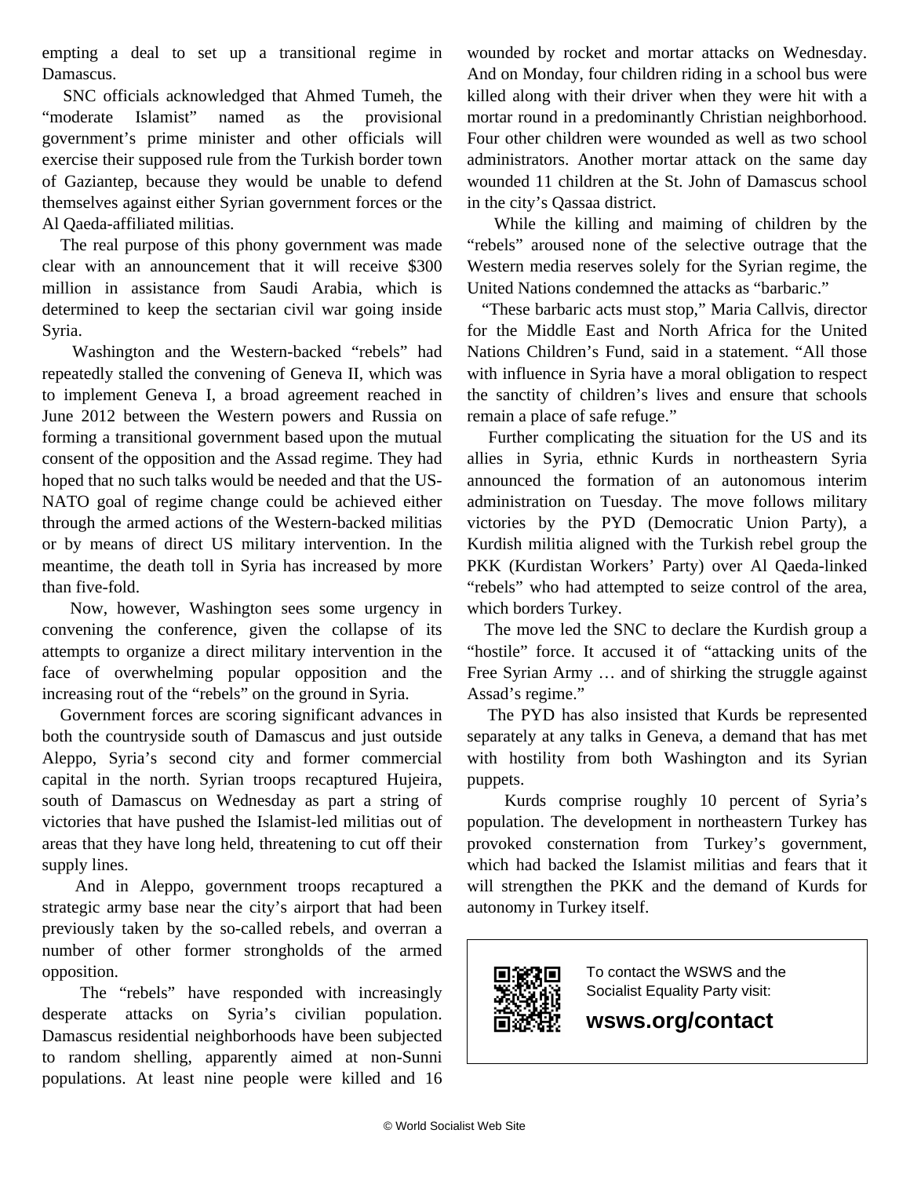empting a deal to set up a transitional regime in Damascus.

SNC officials acknowledged that Ahmed Tumeh, the “moderate Islamist” named as the provisional government’s prime minister and other officials will exercise their supposed rule from the Turkish border town of Gaziantep, because they would be unable to defend themselves against either Syrian government forces or the Al Qaeda-affiliated militias.

The real purpose of this phony government was made clear with an announcement that it will receive $300 million in assistance from Saudi Arabia, which is determined to keep the sectarian civil war going inside Syria.

Washington and the Western-backed “rebels” had repeatedly stalled the convening of Geneva II, which was to implement Geneva I, a broad agreement reached in June 2012 between the Western powers and Russia on forming a transitional government based upon the mutual consent of the opposition and the Assad regime. They had hoped that no such talks would be needed and that the US-NATO goal of regime change could be achieved either through the armed actions of the Western-backed militias or by means of direct US military intervention. In the meantime, the death toll in Syria has increased by more than five-fold.

Now, however, Washington sees some urgency in convening the conference, given the collapse of its attempts to organize a direct military intervention in the face of overwhelming popular opposition and the increasing rout of the “rebels” on the ground in Syria.

Government forces are scoring significant advances in both the countryside south of Damascus and just outside Aleppo, Syria’s second city and former commercial capital in the north. Syrian troops recaptured Hujeira, south of Damascus on Wednesday as part a string of victories that have pushed the Islamist-led militias out of areas that they have long held, threatening to cut off their supply lines.

And in Aleppo, government troops recaptured a strategic army base near the city’s airport that had been previously taken by the so-called rebels, and overran a number of other former strongholds of the armed opposition.

The “rebels” have responded with increasingly desperate attacks on Syria’s civilian population. Damascus residential neighborhoods have been subjected to random shelling, apparently aimed at non-Sunni populations. At least nine people were killed and 16 wounded by rocket and mortar attacks on Wednesday. And on Monday, four children riding in a school bus were killed along with their driver when they were hit with a mortar round in a predominantly Christian neighborhood. Four other children were wounded as well as two school administrators. Another mortar attack on the same day wounded 11 children at the St. John of Damascus school in the city’s Qassaa district.

While the killing and maiming of children by the “rebels” aroused none of the selective outrage that the Western media reserves solely for the Syrian regime, the United Nations condemned the attacks as “barbaric.”

“These barbaric acts must stop,” Maria Callvis, director for the Middle East and North Africa for the United Nations Children’s Fund, said in a statement. “All those with influence in Syria have a moral obligation to respect the sanctity of children’s lives and ensure that schools remain a place of safe refuge.”

Further complicating the situation for the US and its allies in Syria, ethnic Kurds in northeastern Syria announced the formation of an autonomous interim administration on Tuesday. The move follows military victories by the PYD (Democratic Union Party), a Kurdish militia aligned with the Turkish rebel group the PKK (Kurdistan Workers’ Party) over Al Qaeda-linked “rebels” who had attempted to seize control of the area, which borders Turkey.

The move led the SNC to declare the Kurdish group a “hostile” force. It accused it of “attacking units of the Free Syrian Army … and of shirking the struggle against Assad’s regime.”

The PYD has also insisted that Kurds be represented separately at any talks in Geneva, a demand that has met with hostility from both Washington and its Syrian puppets.

Kurds comprise roughly 10 percent of Syria’s population. The development in northeastern Turkey has provoked consternation from Turkey’s government, which had backed the Islamist militias and fears that it will strengthen the PKK and the demand of Kurds for autonomy in Turkey itself.

To contact the WSWS and the Socialist Equality Party visit:

**wsws.org/contact**